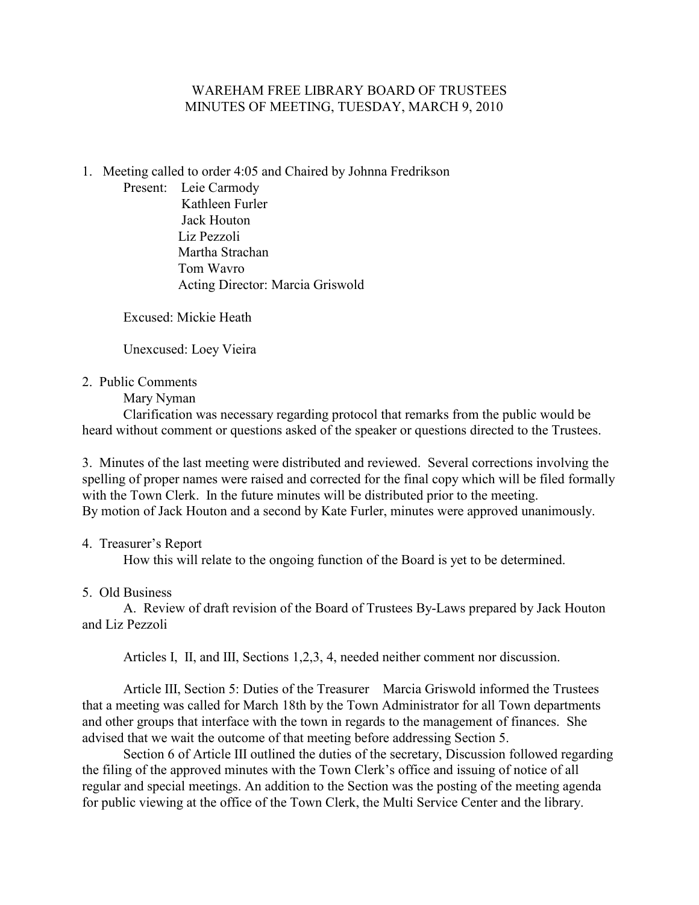# WAREHAM FREE LIBRARY BOARD OF TRUSTEES
## MINUTES OF MEETING, TUESDAY, MARCH 9, 2010

1. Meeting called to order 4:05 and Chaired by Johnna Fredrikson

   Present: Leie Carmody
   Kathleen Furler
   Jack Houton
   Liz Pezzoli
   Martha Strachan
   Tom Wavro
   Acting Director: Marcia Griswold

   Excused: Mickie Heath

   Unexcused: Loey Vieira

2. Public Comments

   Mary Nyman

   Clarification was necessary regarding protocol that remarks from the public would be heard without comment or questions asked of the speaker or questions directed to the Trustees.

3. Minutes of the last meeting were distributed and reviewed. Several corrections involving the spelling of proper names were raised and corrected for the final copy which will be filed formally with the Town Clerk. In the future minutes will be distributed prior to the meeting. By motion of Jack Houton and a second by Kate Furler, minutes were approved unanimously.

4. Treasurer's Report

   How this will relate to the ongoing function of the Board is yet to be determined.

5. Old Business

   A. Review of draft revision of the Board of Trustees By-Laws prepared by Jack Houton and Liz Pezzoli

   Articles I, II, and III, Sections 1,2,3, 4, needed neither comment nor discussion.

   Article III, Section 5: Duties of the Treasurer Marcia Griswold informed the Trustees that a meeting was called for March 18th by the Town Administrator for all Town departments and other groups that interface with the town in regards to the management of finances. She advised that we wait the outcome of that meeting before addressing Section 5.

   Section 6 of Article III outlined the duties of the secretary, Discussion followed regarding the filing of the approved minutes with the Town Clerk's office and issuing of notice of all regular and special meetings. An addition to the Section was the posting of the meeting agenda for public viewing at the office of the Town Clerk, the Multi Service Center and the library.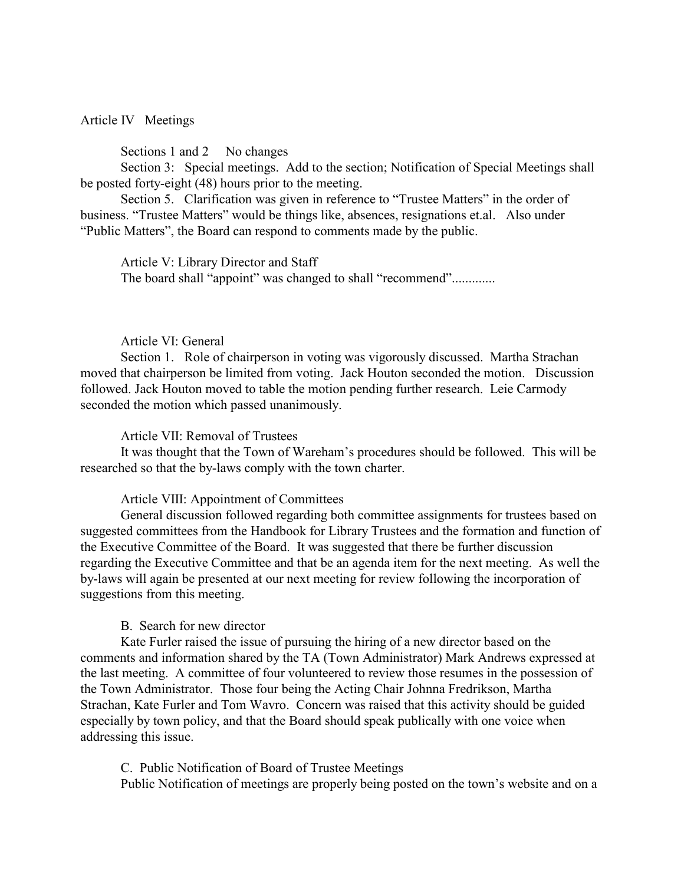Article IV Meetings

Sections 1 and 2 No changes

Section 3: Special meetings. Add to the section; Notification of Special Meetings shall be posted forty-eight (48) hours prior to the meeting.

Section 5. Clarification was given in reference to "Trustee Matters" in the order of business. "Trustee Matters" would be things like, absences, resignations et.al. Also under "Public Matters", the Board can respond to comments made by the public.

Article V: Library Director and Staff

The board shall "appoint" was changed to shall "recommend".............

Article VI: General

Section 1. Role of chairperson in voting was vigorously discussed. Martha Strachan moved that chairperson be limited from voting. Jack Houton seconded the motion. Discussion followed. Jack Houton moved to table the motion pending further research. Leie Carmody seconded the motion which passed unanimously.

Article VII: Removal of Trustees

It was thought that the Town of Wareham's procedures should be followed. This will be researched so that the by-laws comply with the town charter.

Article VIII: Appointment of Committees

General discussion followed regarding both committee assignments for trustees based on suggested committees from the Handbook for Library Trustees and the formation and function of the Executive Committee of the Board. It was suggested that there be further discussion regarding the Executive Committee and that be an agenda item for the next meeting. As well the by-laws will again be presented at our next meeting for review following the incorporation of suggestions from this meeting.

B. Search for new director

Kate Furler raised the issue of pursuing the hiring of a new director based on the comments and information shared by the TA (Town Administrator) Mark Andrews expressed at the last meeting. A committee of four volunteered to review those resumes in the possession of the Town Administrator. Those four being the Acting Chair Johnna Fredrikson, Martha Strachan, Kate Furler and Tom Wavro. Concern was raised that this activity should be guided especially by town policy, and that the Board should speak publically with one voice when addressing this issue.

C. Public Notification of Board of Trustee Meetings

Public Notification of meetings are properly being posted on the town's website and on a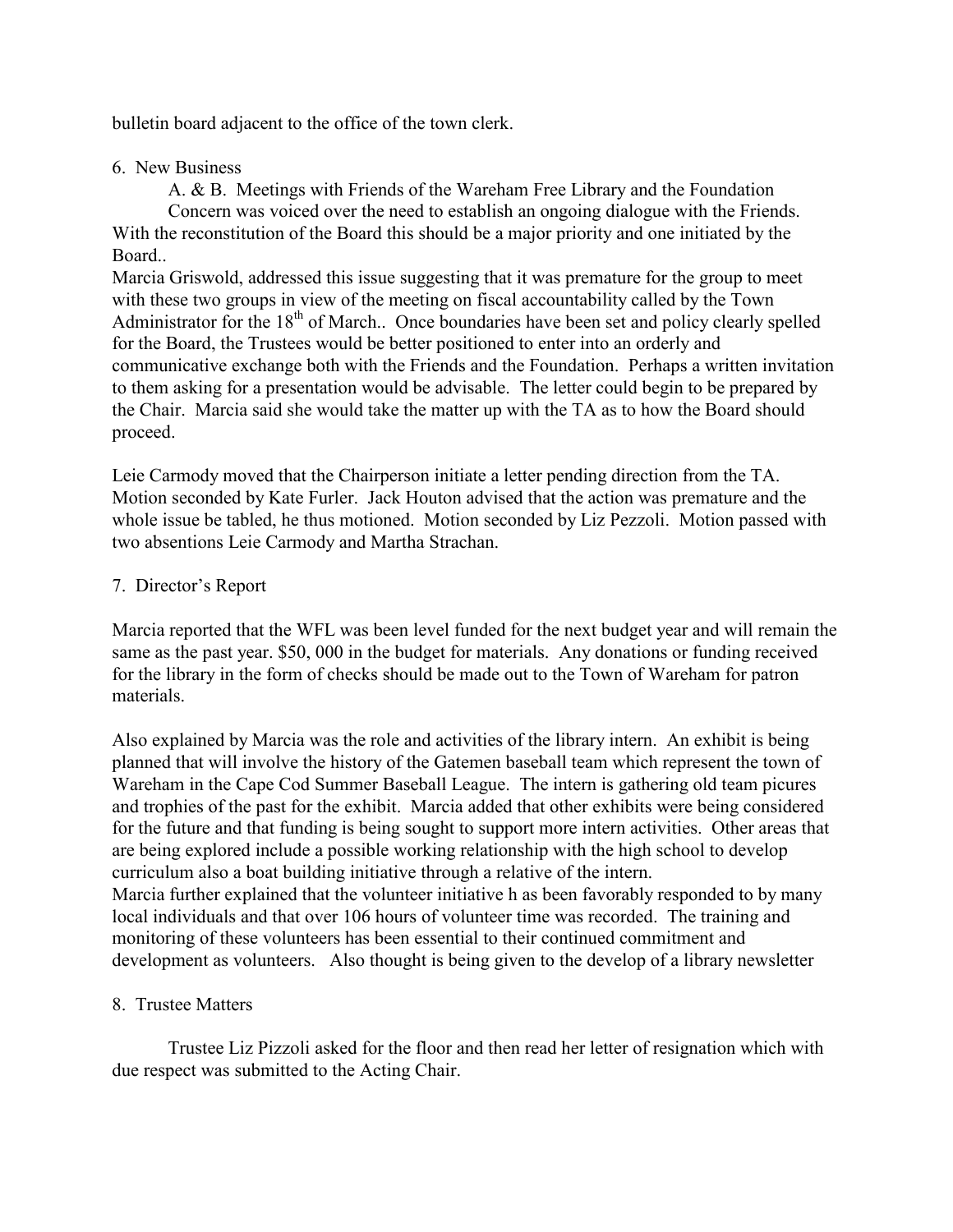bulletin board adjacent to the office of the town clerk.

6. New Business

A. & B. Meetings with Friends of the Wareham Free Library and the Foundation

Concern was voiced over the need to establish an ongoing dialogue with the Friends. With the reconstitution of the Board this should be a major priority and one initiated by the Board..

Marcia Griswold, addressed this issue suggesting that it was premature for the group to meet with these two groups in view of the meeting on fiscal accountability called by the Town Administrator for the 18th of March.. Once boundaries have been set and policy clearly spelled for the Board, the Trustees would be better positioned to enter into an orderly and communicative exchange both with the Friends and the Foundation. Perhaps a written invitation to them asking for a presentation would be advisable. The letter could begin to be prepared by the Chair. Marcia said she would take the matter up with the TA as to how the Board should proceed.

Leie Carmody moved that the Chairperson initiate a letter pending direction from the TA. Motion seconded by Kate Furler. Jack Houton advised that the action was premature and the whole issue be tabled, he thus motioned. Motion seconded by Liz Pezzoli. Motion passed with two absentions Leie Carmody and Martha Strachan.

7. Director's Report

Marcia reported that the WFL was been level funded for the next budget year and will remain the same as the past year. $50, 000 in the budget for materials. Any donations or funding received for the library in the form of checks should be made out to the Town of Wareham for patron materials.

Also explained by Marcia was the role and activities of the library intern. An exhibit is being planned that will involve the history of the Gatemen baseball team which represent the town of Wareham in the Cape Cod Summer Baseball League. The intern is gathering old team picures and trophies of the past for the exhibit. Marcia added that other exhibits were being considered for the future and that funding is being sought to support more intern activities. Other areas that are being explored include a possible working relationship with the high school to develop curriculum also a boat building initiative through a relative of the intern.

Marcia further explained that the volunteer initiative h as been favorably responded to by many local individuals and that over 106 hours of volunteer time was recorded. The training and monitoring of these volunteers has been essential to their continued commitment and development as volunteers. Also thought is being given to the develop of a library newsletter

8. Trustee Matters

Trustee Liz Pizzoli asked for the floor and then read her letter of resignation which with due respect was submitted to the Acting Chair.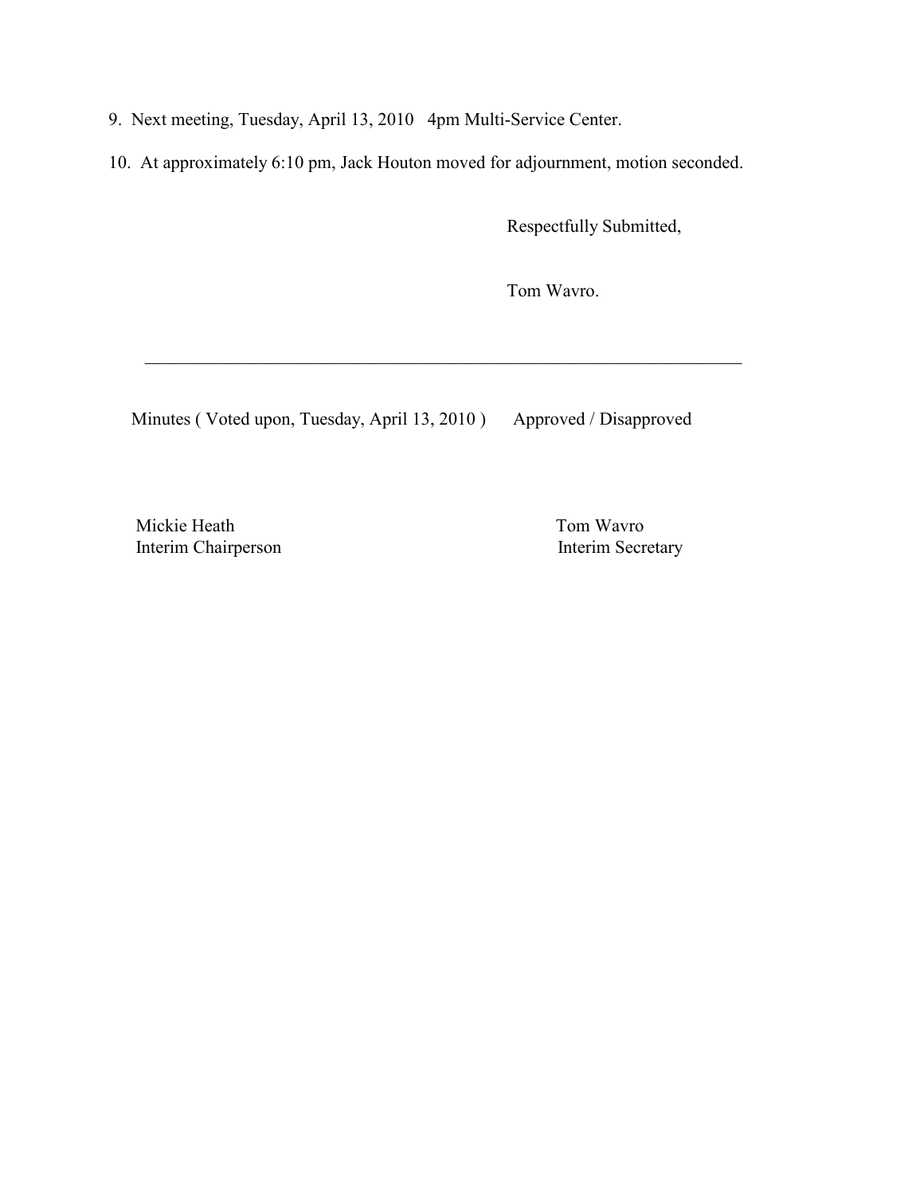9. Next meeting, Tuesday, April 13, 2010 4pm Multi-Service Center.

10. At approximately 6:10 pm, Jack Houton moved for adjournment, motion seconded.

Respectfully Submitted,

Tom Wavro.

---

Minutes ( Voted upon, Tuesday, April 13, 2010 ) Approved / Disapproved

Mickie Heath
Interim Chairperson

Tom Wavro
Interim Secretary